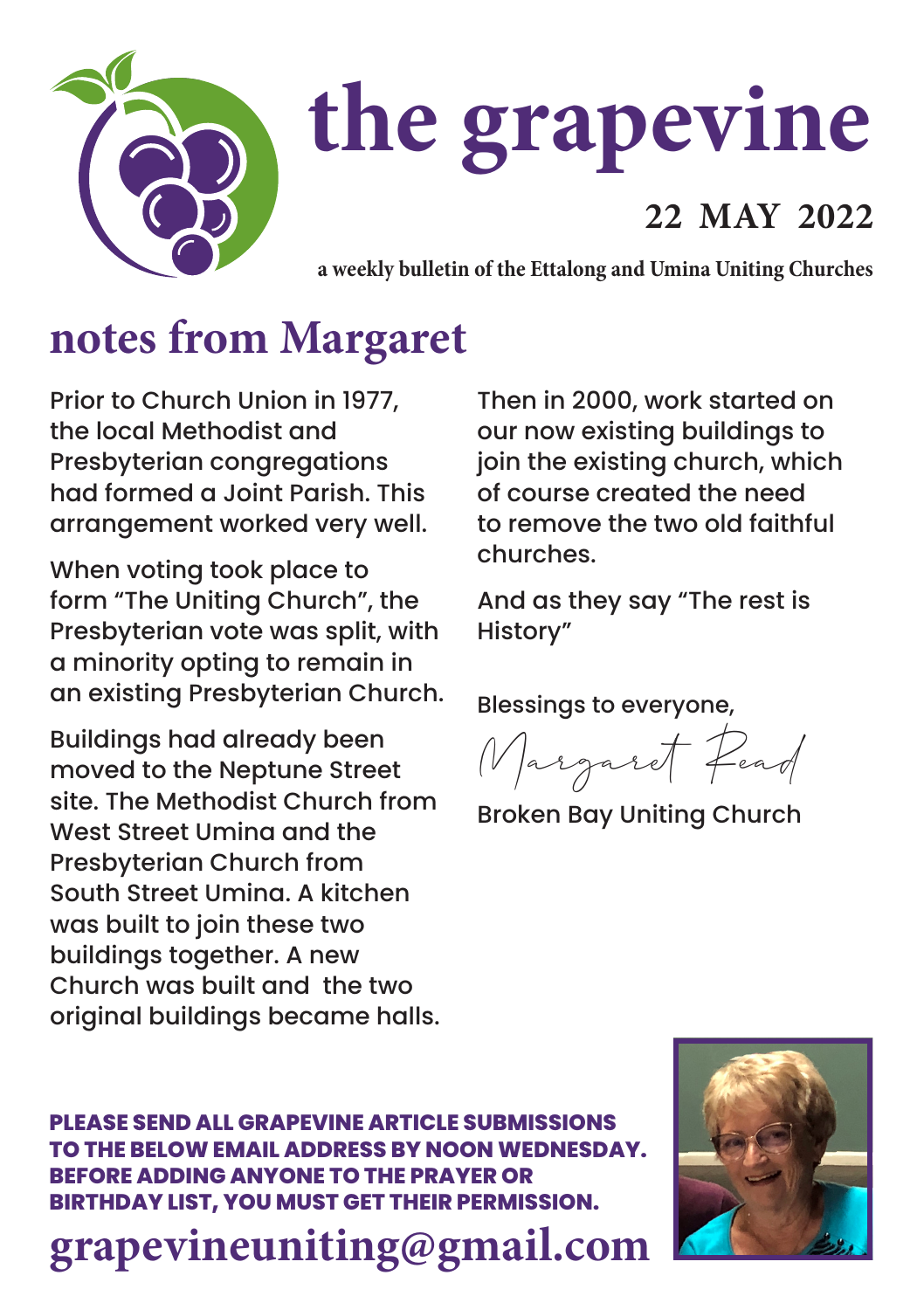# the grapevine

**22 MAY 2022**

**a weekly bulletin of the Ettalong and Umina Uniting Churches**

## notes from Margaret

Prior to Church Union in 1977, the local Methodist and Presbyterian congregations had formed a Joint Parish. This arrangement worked very well.

When voting took place to form "The Uniting Church", the Presbyterian vote was split, with a minority opting to remain in an existing Presbyterian Church.

Buildings had already been moved to the Neptune Street site. The Methodist Church from West Street Umina and the Presbyterian Church from South Street Umina. A kitchen was built to join these two buildings together. A new Church was built and the two original buildings became halls.

Then in 2000, work started on our now existing buildings to join the existing church, which of course created the need to remove the two old faithful churches.

And as they say "The rest is History"

Blessings to everyone,

Margaret Read

Broken Bay Uniting Church

**PLEASE SEND ALL GRAPEVINE ARTICLE SUBMISSIONS TO THE BELOW EMAIL ADDRESS BY NOON WEDNESDAY. BEFORE ADDING ANYONE TO THE PRAYER OR BIRTHDAY LIST, YOU MUST GET THEIR PERMISSION.**

**grapevineuniting@gmail.com**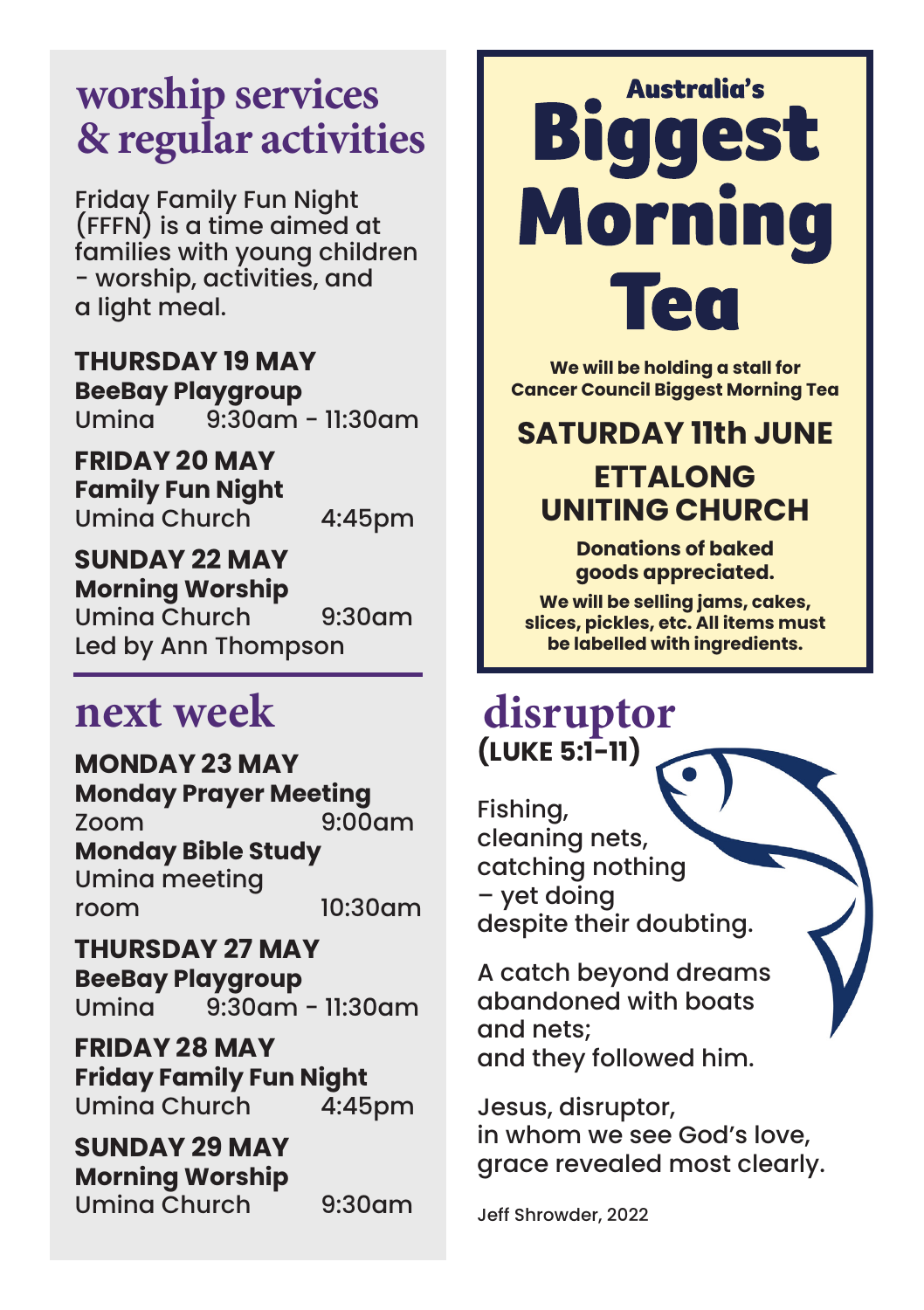# worship services & regular activities

Friday Family Fun Night (FFFN) is a time aimed at families with young children - worship, activities, and a light meal.

**THURSDAY 19 MAY**
**BeeBay Playgroup**
Umina 9:30am - 11:30am

**FRIDAY 20 MAY**
**Family Fun Night**
Umina Church 4:45pm

**SUNDAY 22 MAY**
**Morning Worship**
Umina Church 9:30am
Led by Ann Thompson

# next week

**MONDAY 23 MAY**
**Monday Prayer Meeting**
Zoom 9:00am
**Monday Bible Study**
Umina meeting room 10:30am

**THURSDAY 27 MAY**
**BeeBay Playgroup**
Umina 9:30am - 11:30am

**FRIDAY 28 MAY**
**Friday Family Fun Night**
Umina Church 4:45pm

**SUNDAY 29 MAY**
**Morning Worship**
Umina Church 9:30am

# Australia's Biggest Morning Tea

**We will be holding a stall for Cancer Council Biggest Morning Tea**

## SATURDAY 11th JUNE

## ETTALONG UNITING CHURCH

**Donations of baked goods appreciated.**

**We will be selling jams, cakes, slices, pickles, etc. All items must be labelled with ingredients.**

# disruptor

**(LUKE 5:1-11)**

Fishing,
cleaning nets,
catching nothing
– yet doing
despite their doubting.

A catch beyond dreams
abandoned with boats
and nets;
and they followed him.

Jesus, disruptor,
in whom we see God's love,
grace revealed most clearly.

Jeff Shrowder, 2022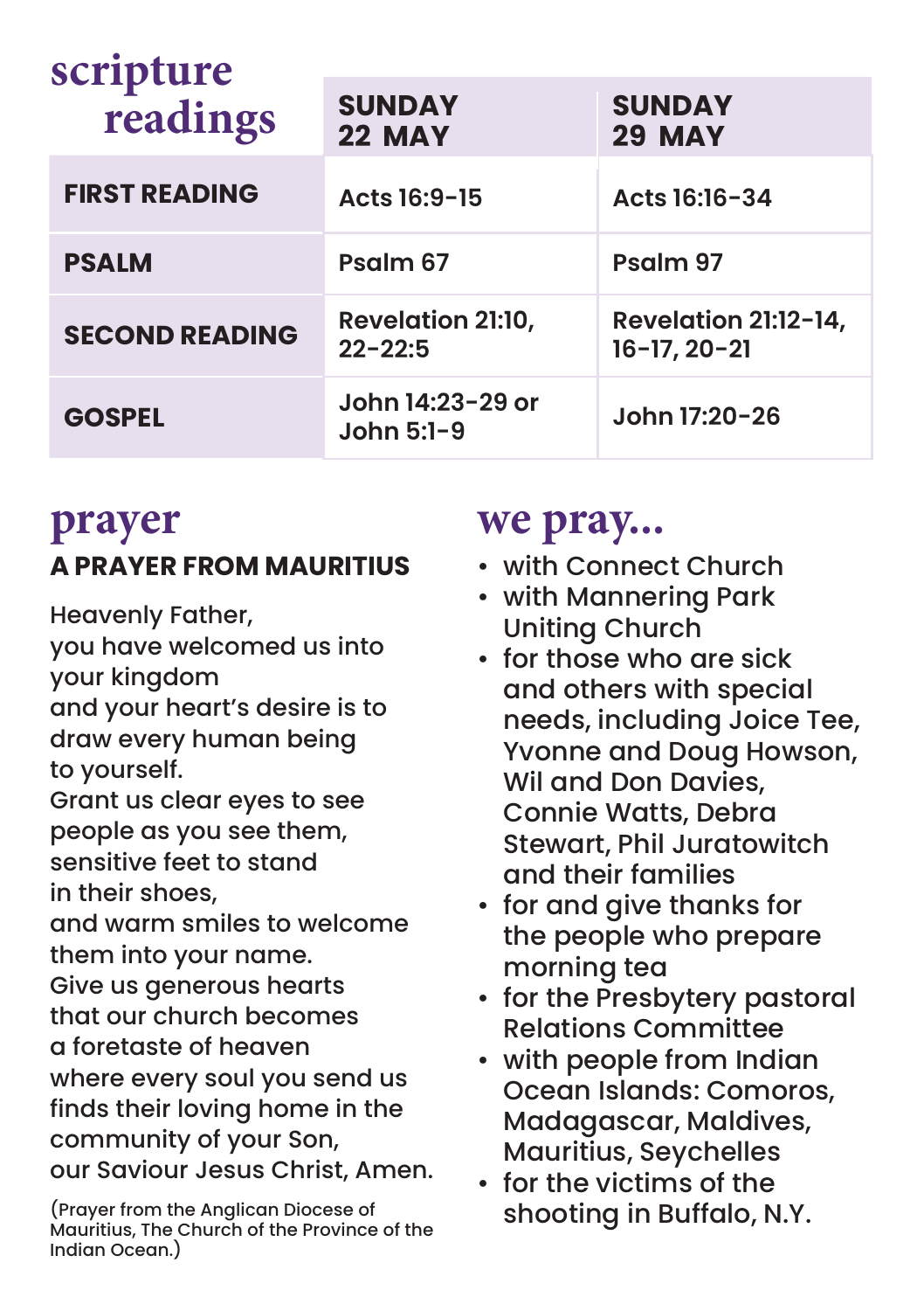# scripture readings

| | SUNDAY 22 MAY | SUNDAY 29 MAY |
|---|---|---|
| **FIRST READING** | Acts 16:9-15 | Acts 16:16-34 |
| **PSALM** | Psalm 67 | Psalm 97 |
| **SECOND READING** | Revelation 21:10, 22-22:5 | Revelation 21:12-14, 16-17, 20-21 |
| **GOSPEL** | John 14:23-29 or John 5:1-9 | John 17:20-26 |

# prayer

**A PRAYER FROM MAURITIUS**

Heavenly Father,
you have welcomed us into your kingdom
and your heart's desire is to draw every human being to yourself.
Grant us clear eyes to see people as you see them,
sensitive feet to stand in their shoes,
and warm smiles to welcome them into your name.
Give us generous hearts that our church becomes a foretaste of heaven
where every soul you send us finds their loving home in the community of your Son,
our Saviour Jesus Christ, Amen.

(Prayer from the Anglican Diocese of Mauritius, The Church of the Province of the Indian Ocean.)

# we pray...

- with Connect Church
- with Mannering Park Uniting Church
- for those who are sick and others with special needs, including Joice Tee, Yvonne and Doug Howson, Wil and Don Davies, Connie Watts, Debra Stewart, Phil Juratowitch and their families
- for and give thanks for the people who prepare morning tea
- for the Presbytery pastoral Relations Committee
- with people from Indian Ocean Islands: Comoros, Madagascar, Maldives, Mauritius, Seychelles
- for the victims of the shooting in Buffalo, N.Y.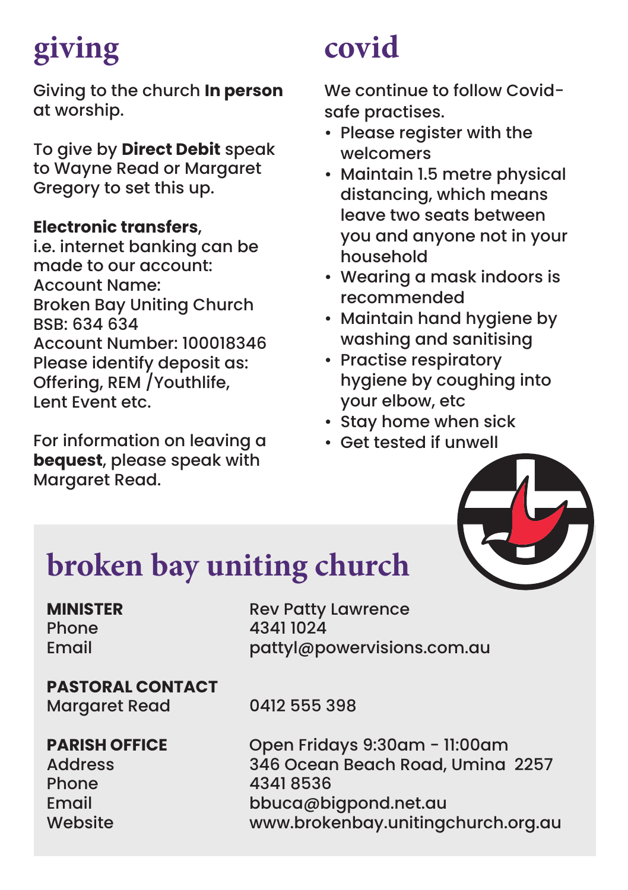## giving

Giving to the church **In person** at worship.

To give by **Direct Debit** speak to Wayne Read or Margaret Gregory to set this up.

**Electronic transfers**,
i.e. internet banking can be made to our account:
Account Name:
Broken Bay Uniting Church
BSB: 634 634
Account Number: 100018346
Please identify deposit as: Offering, REM /Youthlife, Lent Event etc.

For information on leaving a **bequest**, please speak with Margaret Read.

## covid

We continue to follow Covid-safe practises.

- Please register with the welcomers
- Maintain 1.5 metre physical distancing, which means leave two seats between you and anyone not in your household
- Wearing a mask indoors is recommended
- Maintain hand hygiene by washing and sanitising
- Practise respiratory hygiene by coughing into your elbow, etc
- Stay home when sick
- Get tested if unwell

# broken bay uniting church

**MINISTER** — Rev Patty Lawrence
Phone — 4341 1024
Email — pattyl@powervisions.com.au

**PASTORAL CONTACT**
Margaret Read — 0412 555 398

**PARISH OFFICE** — Open Fridays 9:30am - 11:00am
Address — 346 Ocean Beach Road, Umina 2257
Phone — 4341 8536
Email — bbuca@bigpond.net.au
Website — www.brokenbay.unitingchurch.org.au